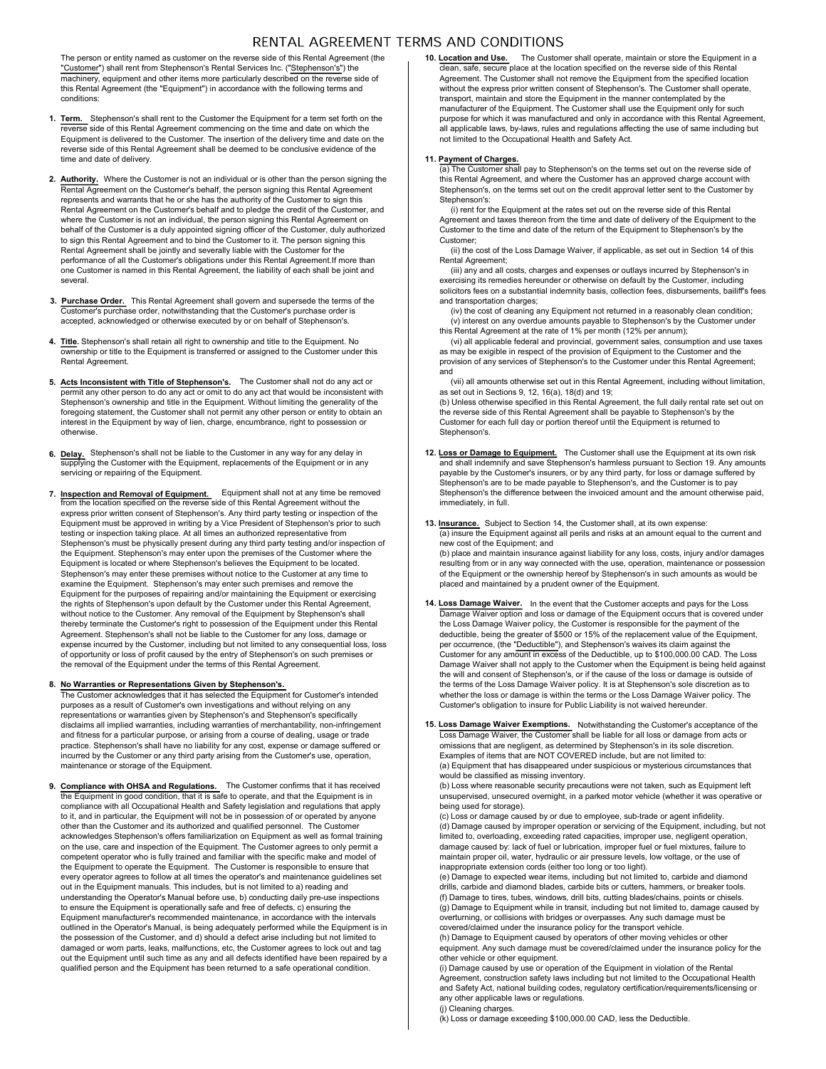# RENTAL AGREEMENT TERMS AND CONDITIONS

The person or entity named as customer on the reverse side of this Rental Agreement (the "Customer") shall rent from Stephenson's Rental Services Inc. ("Stephenson's") the machinery, equipment and other items more particularly described on the reverse side of this Rental Agreement (the "Equipment") in accordance with the following terms and conditions:

1. **Term.** Stephenson's shall rent to the Customer the Equipment for a term set forth on the reverse side of this Rental Agreement commencing on the time and date on which the Equipment is delivered to the Customer. The insertion of the delivery time and date on the reverse side of this Rental Agreement shall be deemed to be conclusive evidence of the time and date of delivery.

2. **Authority.** Where the Customer is not an individual or is other than the person signing the Rental Agreement on the Customer's behalf, the person signing this Rental Agreement represents and warrants that he or she has the authority of the Customer to sign this Rental Agreement on the Customer's behalf and to pledge the credit of the Customer, and where the Customer is not an individual, the person signing this Rental Agreement on behalf of the Customer is a duly appointed signing officer of the Customer, duly authorized to sign this Rental Agreement and to bind the Customer to it. The person signing this Rental Agreement shall be jointly and severally liable with the Customer for the performance of all the Customer's obligations under this Rental Agreement.If more than one Customer is named in this Rental Agreement, the liability of each shall be joint and several.

3. **Purchase Order.** This Rental Agreement shall govern and supersede the terms of the Customer's purchase order, notwithstanding that the Customer's purchase order is accepted, acknowledged or otherwise executed by or on behalf of Stephenson's.

4. **Title.** Stephenson's shall retain all right to ownership and title to the Equipment. No ownership or title to the Equipment is transferred or assigned to the Customer under this Rental Agreement.

5. **Acts Inconsistent with Title of Stephenson's.** The Customer shall not do any act or permit any other person to do any act or omit to do any act that would be inconsistent with Stephenson's ownership and title in the Equipment. Without limiting the generality of the foregoing statement, the Customer shall not permit any other person or entity to obtain an interest in the Equipment by way of lien, charge, encumbrance, right to possession or otherwise.

6. **Delay.** Stephenson's shall not be liable to the Customer in any way for any delay in supplying the Customer with the Equipment, replacements of the Equipment or in any servicing or repairing of the Equipment.

7. **Inspection and Removal of Equipment.** Equipment shall not at any time be removed from the location specified on the reverse side of this Rental Agreement without the express prior written consent of Stephenson's. Any third party testing or inspection of the Equipment must be approved in writing by a Vice President of Stephenson's prior to such testing or inspection taking place. At all times an authorized representative from Stephenson's must be physically present during any third party testing and/or inspection of the Equipment. Stephenson's may enter upon the premises of the Customer where the Equipment is located or where Stephenson's believes the Equipment to be located. Stephenson's may enter these premises without notice to the Customer at any time to examine the Equipment. Stephenson's may enter such premises and remove the Equipment for the purposes of repairing and/or maintaining the Equipment or exercising the rights of Stephenson's upon default by the Customer under this Rental Agreement, without notice to the Customer. Any removal of the Equipment by Stephenson's shall thereby terminate the Customer's right to possession of the Equipment under this Rental Agreement. Stephenson's shall not be liable to the Customer for any loss, damage or expense incurred by the Customer, including but not limited to any consequential loss, loss of opportunity or loss of profit caused by the entry of Stephenson's on such premises or the removal of the Equipment under the terms of this Rental Agreement.

8. **No Warranties or Representations Given by Stephenson's.**
The Customer acknowledges that it has selected the Equipment for Customer's intended purposes as a result of Customer's own investigations and without relying on any representations or warranties given by Stephenson's and Stephenson's specifically disclaims all implied warranties, including warranties of merchantability, non-infringement and fitness for a particular purpose, or arising from a course of dealing, usage or trade practice. Stephenson's shall have no liability for any cost, expense or damage suffered or incurred by the Customer or any third party arising from the Customer's use, operation, maintenance or storage of the Equipment.

9. **Compliance with OHSA and Regulations.** The Customer confirms that it has received the Equipment in good condition, that it is safe to operate, and that the Equipment is in compliance with all Occupational Health and Safety legislation and regulations that apply to it, and in particular, the Equipment will not be in possession of or operated by anyone other than the Customer and its authorized and qualified personnel. The Customer acknowledges Stephenson's offers familiarization on Equipment as well as formal training on the use, care and inspection of the Equipment. The Customer agrees to only permit a competent operator who is fully trained and familiar with the specific make and model of the Equipment to operate the Equipment. The Customer is responsible to ensure that every operator agrees to follow at all times the operator's and maintenance guidelines set out in the Equipment manuals. This includes, but is not limited to a) reading and understanding the Operator's Manual before use, b) conducting daily pre-use inspections to ensure the Equipment is operationally safe and free of defects, c) ensuring the Equipment manufacturer's recommended maintenance, in accordance with the intervals outlined in the Operator's Manual, is being adequately performed while the Equipment is in the possession of the Customer, and d) should a defect arise including but not limited to damaged or worn parts, leaks, malfunctions, etc, the Customer agrees to lock out and tag out the Equipment until such time as any and all defects identified have been repaired by a qualified person and the Equipment has been returned to a safe operational condition.

10. **Location and Use.** The Customer shall operate, maintain or store the Equipment in a clean, safe, secure place at the location specified on the reverse side of this Rental Agreement. The Customer shall not remove the Equipment from the specified location without the express prior written consent of Stephenson's. The Customer shall operate, transport, maintain and store the Equipment in the manner contemplated by the manufacturer of the Equipment. The Customer shall use the Equipment only for such purpose for which it was manufactured and only in accordance with this Rental Agreement, all applicable laws, by-laws, rules and regulations affecting the use of same including but not limited to the Occupational Health and Safety Act.

11. **Payment of Charges.**
(a) The Customer shall pay to Stephenson's on the terms set out on the reverse side of this Rental Agreement, and where the Customer has an approved charge account with Stephenson's, on the terms set out on the credit approval letter sent to the Customer by Stephenson's:
(i) rent for the Equipment at the rates set out on the reverse side of this Rental Agreement and taxes thereon from the time and date of delivery of the Equipment to the Customer to the time and date of the return of the Equipment to Stephenson's by the Customer;
(ii) the cost of the Loss Damage Waiver, if applicable, as set out in Section 14 of this Rental Agreement;
(iii) any and all costs, charges and expenses or outlays incurred by Stephenson's in exercising its remedies hereunder or otherwise on default by the Customer, including solicitors fees on a substantial indemnity basis, collection fees, disbursements, bailiff's fees and transportation charges;
(iv) the cost of cleaning any Equipment not returned in a reasonably clean condition;
(v) interest on any overdue amounts payable to Stephenson's by the Customer under this Rental Agreement at the rate of 1% per month (12% per annum);
(vi) all applicable federal and provincial, government sales, consumption and use taxes as may be exigible in respect of the provision of Equipment to the Customer and the provision of any services of Stephenson's to the Customer under this Rental Agreement; and
(vii) all amounts otherwise set out in this Rental Agreement, including without limitation, as set out in Sections 9, 12, 16(a), 18(d) and 19;
(b) Unless otherwise specified in this Rental Agreement, the full daily rental rate set out on the reverse side of this Rental Agreement shall be payable to Stephenson's by the Customer for each full day or portion thereof until the Equipment is returned to Stephenson's.

12. **Loss or Damage to Equipment.** The Customer shall use the Equipment at its own risk and shall indemnify and save Stephenson's harmless pursuant to Section 19. Any amounts payable by the Customer's insurers, or by any third party, for loss or damage suffered by Stephenson's are to be made payable to Stephenson's, and the Customer is to pay Stephenson's the difference between the invoiced amount and the amount otherwise paid, immediately, in full.

13. **Insurance.** Subject to Section 14, the Customer shall, at its own expense:
(a) insure the Equipment against all perils and risks at an amount equal to the current and new cost of the Equipment; and
(b) place and maintain insurance against liability for any loss, costs, injury and/or damages resulting from or in any way connected with the use, operation, maintenance or possession of the Equipment or the ownership hereof by Stephenson's in such amounts as would be placed and maintained by a prudent owner of the Equipment.

14. **Loss Damage Waiver.** In the event that the Customer accepts and pays for the Loss Damage Waiver option and loss or damage of the Equipment occurs that is covered under the Loss Damage Waiver policy, the Customer is responsible for the payment of the deductible, being the greater of $500 or 15% of the replacement value of the Equipment, per occurrence, (the "Deductible"), and Stephenson's waives its claim against the Customer for any amount in excess of the Deductible, up to $100,000.00 CAD. The Loss Damage Waiver shall not apply to the Customer when the Equipment is being held against the will and consent of Stephenson's, or if the cause of the loss or damage is outside of the terms of the Loss Damage Waiver policy. It is at Stephenson's sole discretion as to whether the loss or damage is within the terms or the Loss Damage Waiver policy. The Customer's obligation to insure for Public Liability is not waived hereunder.

15. **Loss Damage Waiver Exemptions.** Notwithstanding the Customer's acceptance of the Loss Damage Waiver, the Customer shall be liable for all loss or damage from acts or omissions that are negligent, as determined by Stephenson's in its sole discretion. Examples of items that are NOT COVERED include, but are not limited to:
(a) Equipment that has disappeared under suspicious or mysterious circumstances that would be classified as missing inventory.
(b) Loss where reasonable security precautions were not taken, such as Equipment left unsupervised, unsecured overnight, in a parked motor vehicle (whether it was operative or being used for storage).
(c) Loss or damage caused by or due to employee, sub-trade or agent infidelity.
(d) Damage caused by improper operation or servicing of the Equipment, including, but not limited to, overloading, exceeding rated capacities, improper use, negligent operation, damage caused by: lack of fuel or lubrication, improper fuel or fuel mixtures, failure to maintain proper oil, water, hydraulic or air pressure levels, low voltage, or the use of inappropriate extension cords (either too long or too light).
(e) Damage to expected wear items, including but not limited to, carbide and diamond drills, carbide and diamond blades, carbide bits or cutters, hammers, or breaker tools.
(f) Damage to tires, tubes, windows, drill bits, cutting blades/chains, points or chisels.
(g) Damage to Equipment while in transit, including but not limited to, damage caused by overturning, or collisions with bridges or overpasses. Any such damage must be covered/claimed under the insurance policy for the transport vehicle.
(h) Damage to Equipment caused by operators of other moving vehicles or other equipment. Any such damage must be covered/claimed under the insurance policy for the other vehicle or other equipment.
(i) Damage caused by use or operation of the Equipment in violation of the Rental Agreement, construction safety laws including but not limited to the Occupational Health and Safety Act, national building codes, regulatory certification/requirements/licensing or any other applicable laws or regulations.
(j) Cleaning charges.
(k) Loss or damage exceeding $100,000.00 CAD, less the Deductible.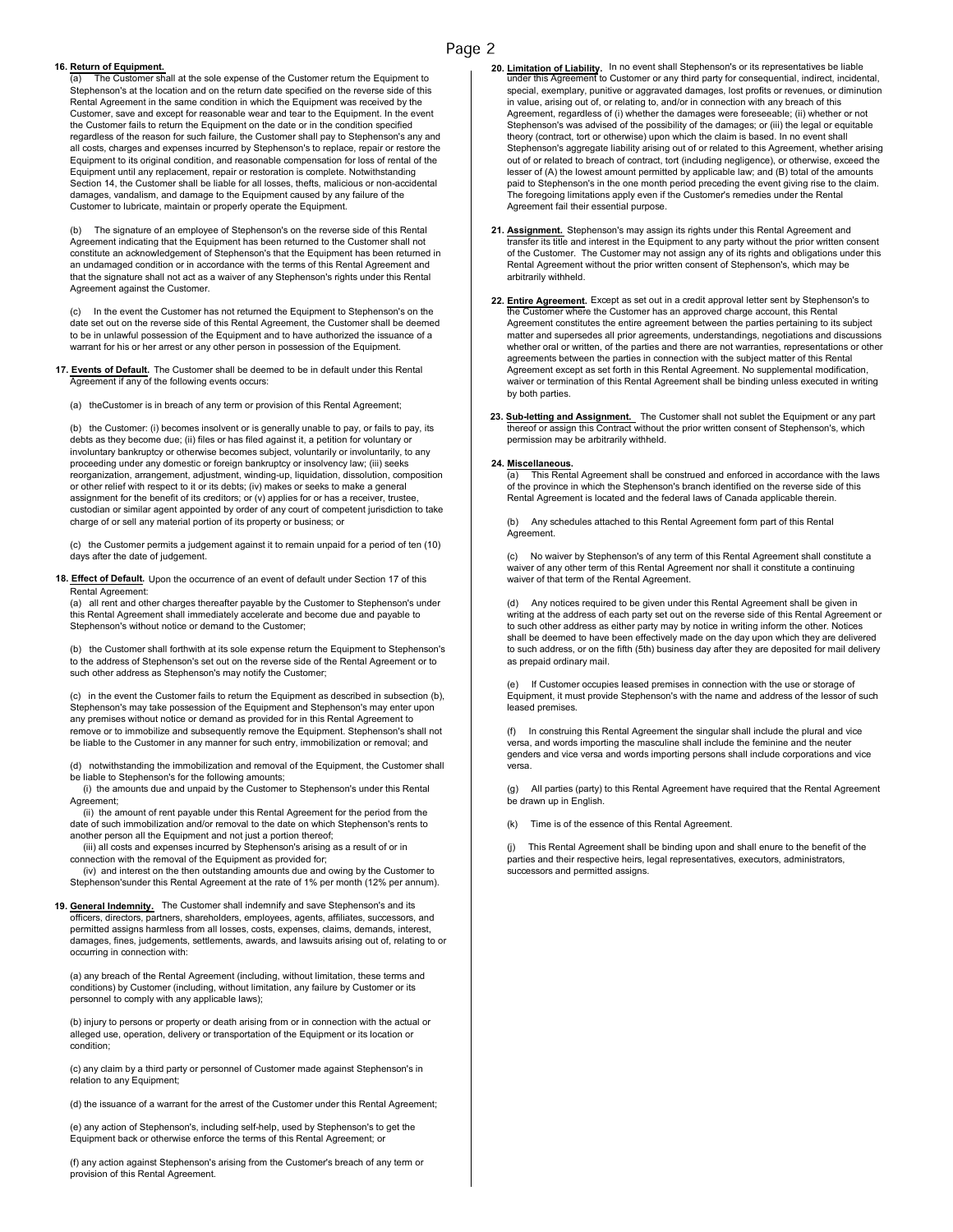**16. Return of Equipment.**

(a) The Customer shall at the sole expense of the Customer return the Equipment to Stephenson's at the location and on the return date specified on the reverse side of this Rental Agreement in the same condition in which the Equipment was received by the Customer, save and except for reasonable wear and tear to the Equipment. In the event the Customer fails to return the Equipment on the date or in the condition specified regardless of the reason for such failure, the Customer shall pay to Stephenson's any and all costs, charges and expenses incurred by Stephenson's to replace, repair or restore the Equipment to its original condition, and reasonable compensation for loss of rental of the Equipment until any replacement, repair or restoration is complete. Notwithstanding Section 14, the Customer shall be liable for all losses, thefts, malicious or non-accidental damages, vandalism, and damage to the Equipment caused by any failure of the Customer to lubricate, maintain or properly operate the Equipment.

(b) The signature of an employee of Stephenson's on the reverse side of this Rental Agreement indicating that the Equipment has been returned to the Customer shall not constitute an acknowledgement of Stephenson's that the Equipment has been returned in an undamaged condition or in accordance with the terms of this Rental Agreement and that the signature shall not act as a waiver of any Stephenson's rights under this Rental Agreement against the Customer.

(c) In the event the Customer has not returned the Equipment to Stephenson's on the date set out on the reverse side of this Rental Agreement, the Customer shall be deemed to be in unlawful possession of the Equipment and to have authorized the issuance of a warrant for his or her arrest or any other person in possession of the Equipment.

**17. Events of Default.** The Customer shall be deemed to be in default under this Rental Agreement if any of the following events occurs:

(a) theCustomer is in breach of any term or provision of this Rental Agreement;

(b) the Customer: (i) becomes insolvent or is generally unable to pay, or fails to pay, its debts as they become due; (ii) files or has filed against it, a petition for voluntary or involuntary bankruptcy or otherwise becomes subject, voluntarily or involuntarily, to any proceeding under any domestic or foreign bankruptcy or insolvency law; (iii) seeks reorganization, arrangement, adjustment, winding-up, liquidation, dissolution, composition or other relief with respect to it or its debts; (iv) makes or seeks to make a general assignment for the benefit of its creditors; or (v) applies for or has a receiver, trustee, custodian or similar agent appointed by order of any court of competent jurisdiction to take charge of or sell any material portion of its property or business; or

(c) the Customer permits a judgement against it to remain unpaid for a period of ten (10) days after the date of judgement.

**18. Effect of Default.** Upon the occurrence of an event of default under Section 17 of this Rental Agreement:

(a) all rent and other charges thereafter payable by the Customer to Stephenson's under this Rental Agreement shall immediately accelerate and become due and payable to Stephenson's without notice or demand to the Customer;

(b) the Customer shall forthwith at its sole expense return the Equipment to Stephenson's to the address of Stephenson's set out on the reverse side of the Rental Agreement or to such other address as Stephenson's may notify the Customer;

(c) in the event the Customer fails to return the Equipment as described in subsection (b), Stephenson's may take possession of the Equipment and Stephenson's may enter upon any premises without notice or demand as provided for in this Rental Agreement to remove or to immobilize and subsequently remove the Equipment. Stephenson's shall not be liable to the Customer in any manner for such entry, immobilization or removal; and

(d) notwithstanding the immobilization and removal of the Equipment, the Customer shall be liable to Stephenson's for the following amounts;

(i) the amounts due and unpaid by the Customer to Stephenson's under this Rental Agreement;

(ii) the amount of rent payable under this Rental Agreement for the period from the date of such immobilization and/or removal to the date on which Stephenson's rents to another person all the Equipment and not just a portion thereof;

(iii) all costs and expenses incurred by Stephenson's arising as a result of or in connection with the removal of the Equipment as provided for;

(iv) and interest on the then outstanding amounts due and owing by the Customer to Stephenson'sunder this Rental Agreement at the rate of 1% per month (12% per annum).

**19. General Indemnity.** The Customer shall indemnify and save Stephenson's and its officers, directors, partners, shareholders, employees, agents, affiliates, successors, and permitted assigns harmless from all losses, costs, expenses, claims, demands, interest, damages, fines, judgements, settlements, awards, and lawsuits arising out of, relating to or occurring in connection with:

(a) any breach of the Rental Agreement (including, without limitation, these terms and conditions) by Customer (including, without limitation, any failure by Customer or its personnel to comply with any applicable laws);

(b) injury to persons or property or death arising from or in connection with the actual or alleged use, operation, delivery or transportation of the Equipment or its location or condition;

(c) any claim by a third party or personnel of Customer made against Stephenson's in relation to any Equipment;

(d) the issuance of a warrant for the arrest of the Customer under this Rental Agreement;

(e) any action of Stephenson's, including self-help, used by Stephenson's to get the Equipment back or otherwise enforce the terms of this Rental Agreement; or

(f) any action against Stephenson's arising from the Customer's breach of any term or provision of this Rental Agreement.

**20. Limitation of Liability.** In no event shall Stephenson's or its representatives be liable under this Agreement to Customer or any third party for consequential, indirect, incidental, special, exemplary, punitive or aggravated damages, lost profits or revenues, or diminution in value, arising out of, or relating to, and/or in connection with any breach of this Agreement, regardless of (i) whether the damages were foreseeable; (ii) whether or not Stephenson's was advised of the possibility of the damages; or (iii) the legal or equitable theory (contract, tort or otherwise) upon which the claim is based. In no event shall Stephenson's aggregate liability arising out of or related to this Agreement, whether arising out of or related to breach of contract, tort (including negligence), or otherwise, exceed the lesser of (A) the lowest amount permitted by applicable law; and (B) total of the amounts paid to Stephenson's in the one month period preceding the event giving rise to the claim. The foregoing limitations apply even if the Customer's remedies under the Rental Agreement fail their essential purpose.

**21. Assignment.** Stephenson's may assign its rights under this Rental Agreement and transfer its title and interest in the Equipment to any party without the prior written consent of the Customer. The Customer may not assign any of its rights and obligations under this Rental Agreement without the prior written consent of Stephenson's, which may be arbitrarily withheld.

**22. Entire Agreement.** Except as set out in a credit approval letter sent by Stephenson's to the Customer where the Customer has an approved charge account, this Rental Agreement constitutes the entire agreement between the parties pertaining to its subject matter and supersedes all prior agreements, understandings, negotiations and discussions whether oral or written, of the parties and there are not warranties, representations or other agreements between the parties in connection with the subject matter of this Rental Agreement except as set forth in this Rental Agreement. No supplemental modification, waiver or termination of this Rental Agreement shall be binding unless executed in writing by both parties.

**23. Sub-letting and Assignment.** The Customer shall not sublet the Equipment or any part thereof or assign this Contract without the prior written consent of Stephenson's, which permission may be arbitrarily withheld.

**24. Miscellaneous.**

(a) This Rental Agreement shall be construed and enforced in accordance with the laws of the province in which the Stephenson's branch identified on the reverse side of this Rental Agreement is located and the federal laws of Canada applicable therein.

(b) Any schedules attached to this Rental Agreement form part of this Rental Agreement.

(c) No waiver by Stephenson's of any term of this Rental Agreement shall constitute a waiver of any other term of this Rental Agreement nor shall it constitute a continuing waiver of that term of the Rental Agreement.

(d) Any notices required to be given under this Rental Agreement shall be given in writing at the address of each party set out on the reverse side of this Rental Agreement or to such other address as either party may by notice in writing inform the other. Notices shall be deemed to have been effectively made on the day upon which they are delivered to such address, or on the fifth (5th) business day after they are deposited for mail delivery as prepaid ordinary mail.

(e) If Customer occupies leased premises in connection with the use or storage of Equipment, it must provide Stephenson's with the name and address of the lessor of such leased premises.

(f) In construing this Rental Agreement the singular shall include the plural and vice versa, and words importing the masculine shall include the feminine and the neuter genders and vice versa and words importing persons shall include corporations and vice versa.

(g) All parties (party) to this Rental Agreement have required that the Rental Agreement be drawn up in English.

(k) Time is of the essence of this Rental Agreement.

(j) This Rental Agreement shall be binding upon and shall enure to the benefit of the parties and their respective heirs, legal representatives, executors, administrators, successors and permitted assigns.